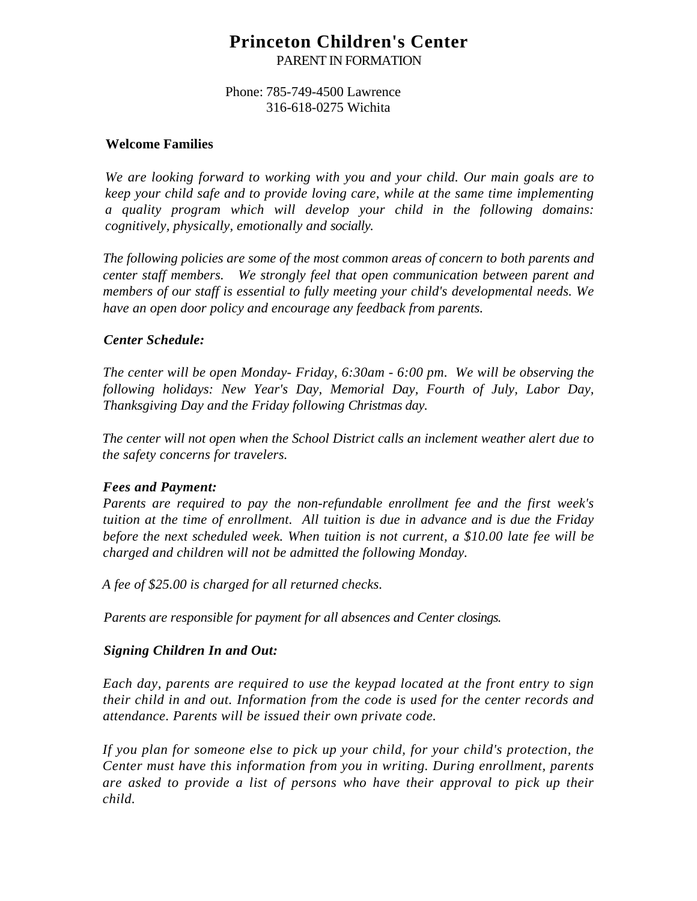# Princeton Children's Center

PARENT IN FORMATION

Phone: 785-749-4500 Lawrence
316-618-0275 Wichita

**Welcome Families**

*We are looking forward to working with you and your child. Our main goals are to keep your child safe and to provide loving care, while at the same time implementing a quality program which will develop your child in the following domains: cognitively, physically, emotionally and socially.*

*The following policies are some of the most common areas of concern to both parents and center staff members. We strongly feel that open communication between parent and members of our staff is essential to fully meeting your child's developmental needs. We have an open door policy and encourage any feedback from parents.*

***Center Schedule:***

*The center will be open Monday- Friday, 6:30am - 6:00 pm. We will be observing the following holidays: New Year's Day, Memorial Day, Fourth of July, Labor Day, Thanksgiving Day and the Friday following Christmas day.*

*The center will not open when the School District calls an inclement weather alert due to the safety concerns for travelers.*

***Fees and Payment:***

*Parents are required to pay the non-refundable enrollment fee and the first week's tuition at the time of enrollment. All tuition is due in advance and is due the Friday before the next scheduled week. When tuition is not current, a $10.00 late fee will be charged and children will not be admitted the following Monday.*

*A fee of $25.00 is charged for all returned checks.*

*Parents are responsible for payment for all absences and Center closings.*

***Signing Children In and Out:***

*Each day, parents are required to use the keypad located at the front entry to sign their child in and out. Information from the code is used for the center records and attendance. Parents will be issued their own private code.*

*If you plan for someone else to pick up your child, for your child's protection, the Center must have this information from you in writing. During enrollment, parents are asked to provide a list of persons who have their approval to pick up their child.*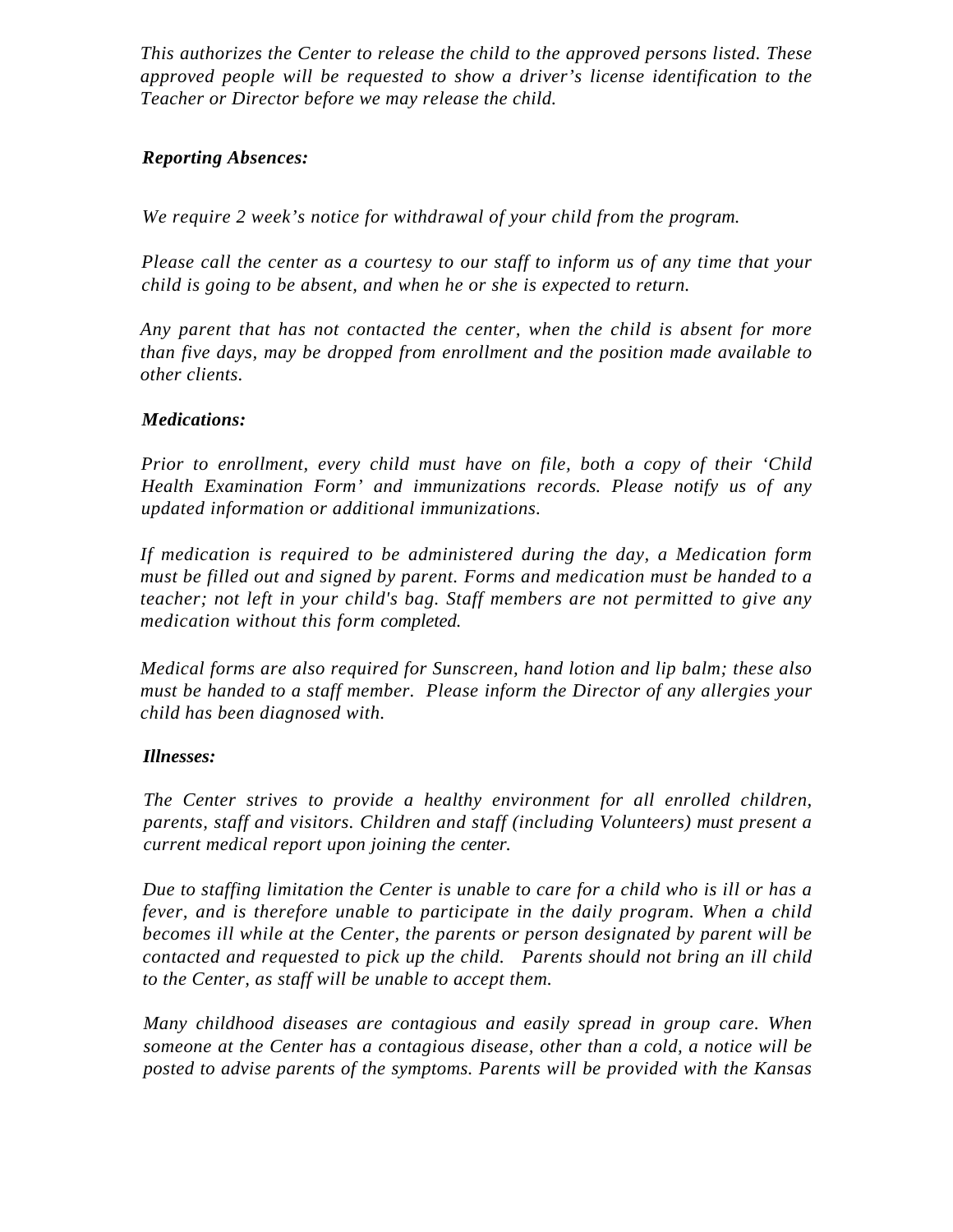*This authorizes the Center to release the child to the approved persons listed. These approved people will be requested to show a driver's license identification to the Teacher or Director before we may release the child.*

***Reporting Absences:***

*We require 2 week's notice for withdrawal of your child from the program.*

*Please call the center as a courtesy to our staff to inform us of any time that your child is going to be absent, and when he or she is expected to return.*

*Any parent that has not contacted the center, when the child is absent for more than five days, may be dropped from enrollment and the position made available to other clients.*

***Medications:***

*Prior to enrollment, every child must have on file, both a copy of their 'Child Health Examination Form' and immunizations records. Please notify us of any updated information or additional immunizations.*

*If medication is required to be administered during the day, a Medication form must be filled out and signed by parent. Forms and medication must be handed to a teacher; not left in your child's bag. Staff members are not permitted to give any medication without this form completed.*

*Medical forms are also required for Sunscreen, hand lotion and lip balm; these also must be handed to a staff member. Please inform the Director of any allergies your child has been diagnosed with.*

***Illnesses:***

*The Center strives to provide a healthy environment for all enrolled children, parents, staff and visitors. Children and staff (including Volunteers) must present a current medical report upon joining the center.*

*Due to staffing limitation the Center is unable to care for a child who is ill or has a fever, and is therefore unable to participate in the daily program. When a child becomes ill while at the Center, the parents or person designated by parent will be contacted and requested to pick up the child. Parents should not bring an ill child to the Center, as staff will be unable to accept them.*

*Many childhood diseases are contagious and easily spread in group care. When someone at the Center has a contagious disease, other than a cold, a notice will be posted to advise parents of the symptoms. Parents will be provided with the Kansas*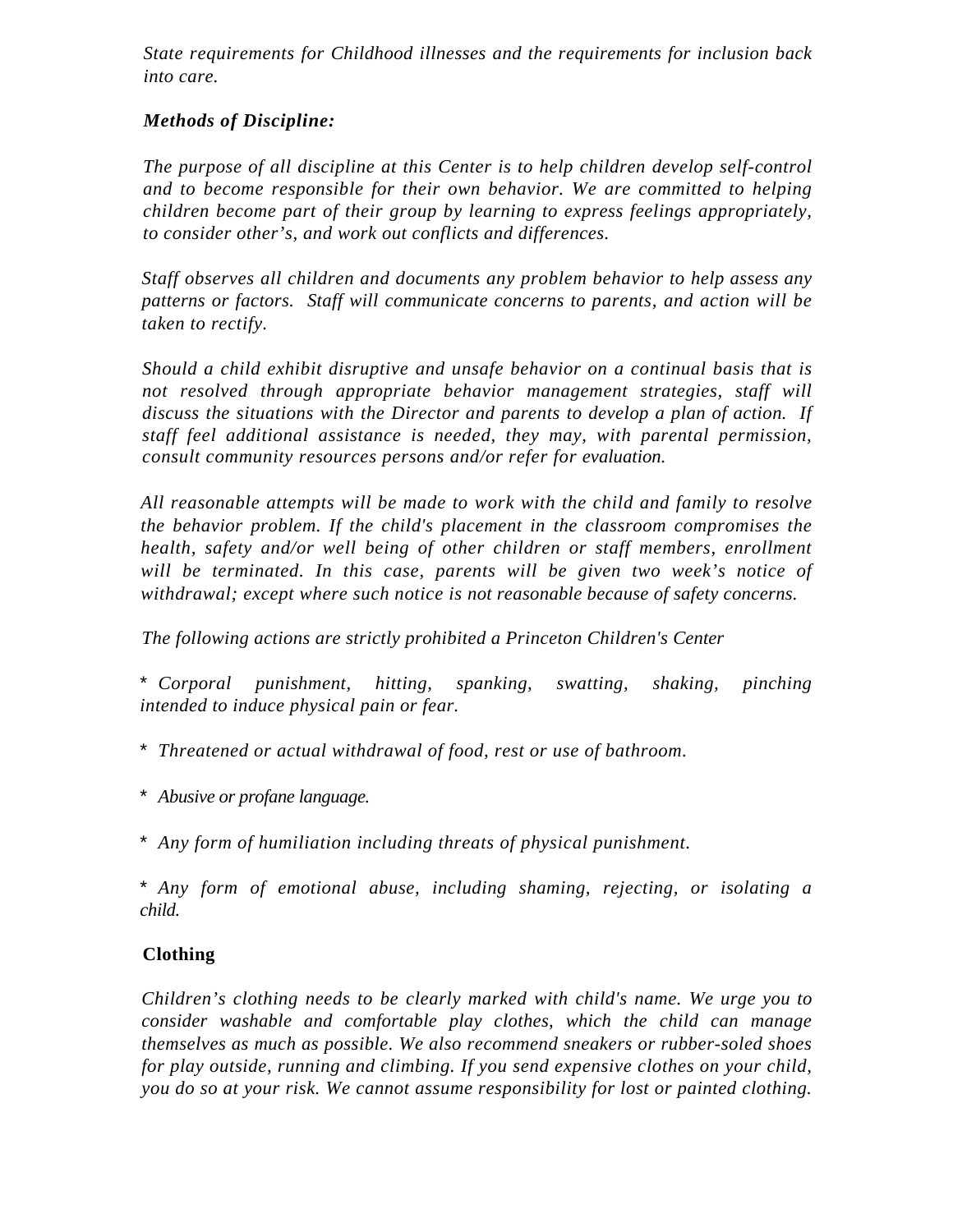*State requirements for Childhood illnesses and the requirements for inclusion back into care.*

### *Methods of Discipline:*

*The purpose of all discipline at this Center is to help children develop self-control and to become responsible for their own behavior. We are committed to helping children become part of their group by learning to express feelings appropriately, to consider other's, and work out conflicts and differences.*

*Staff observes all children and documents any problem behavior to help assess any patterns or factors. Staff will communicate concerns to parents, and action will be taken to rectify.*

*Should a child exhibit disruptive and unsafe behavior on a continual basis that is not resolved through appropriate behavior management strategies, staff will discuss the situations with the Director and parents to develop a plan of action. If staff feel additional assistance is needed, they may, with parental permission, consult community resources persons and/or refer for evaluation.*

*All reasonable attempts will be made to work with the child and family to resolve the behavior problem. If the child's placement in the classroom compromises the health, safety and/or well being of other children or staff members, enrollment will be terminated. In this case, parents will be given two week's notice of withdrawal; except where such notice is not reasonable because of safety concerns.*

*The following actions are strictly prohibited a Princeton Children's Center*

* *Corporal punishment, hitting, spanking, swatting, shaking, pinching intended to induce physical pain or fear.*

* *Threatened or actual withdrawal of food, rest or use of bathroom.*

* *Abusive or profane language.*

* *Any form of humiliation including threats of physical punishment.*

* *Any form of emotional abuse, including shaming, rejecting, or isolating a child.*

### Clothing

*Children's clothing needs to be clearly marked with child's name. We urge you to consider washable and comfortable play clothes, which the child can manage themselves as much as possible. We also recommend sneakers or rubber-soled shoes for play outside, running and climbing. If you send expensive clothes on your child, you do so at your risk. We cannot assume responsibility for lost or painted clothing.*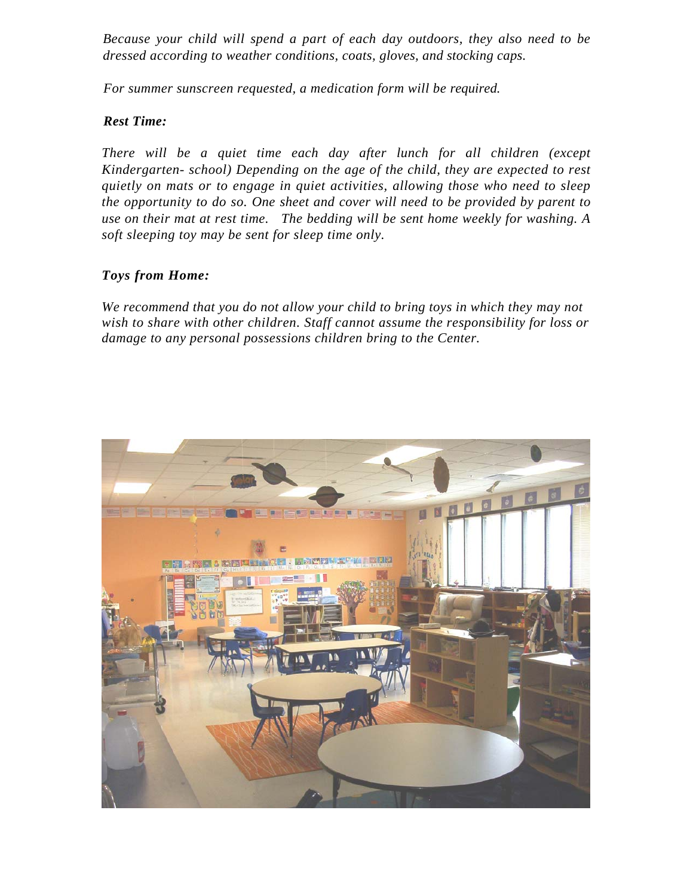*Because your child will spend a part of each day outdoors, they also need to be dressed according to weather conditions, coats, gloves, and stocking caps.*

*For summer sunscreen requested, a medication form will be required.*

### *Rest Time:*

*There will be a quiet time each day after lunch for all children (except Kindergarten- school) Depending on the age of the child, they are expected to rest quietly on mats or to engage in quiet activities, allowing those who need to sleep the opportunity to do so. One sheet and cover will need to be provided by parent to use on their mat at rest time. The bedding will be sent home weekly for washing. A soft sleeping toy may be sent for sleep time only.*

### *Toys from Home:*

*We recommend that you do not allow your child to bring toys in which they may not wish to share with other children. Staff cannot assume the responsibility for loss or damage to any personal possessions children bring to the Center.*